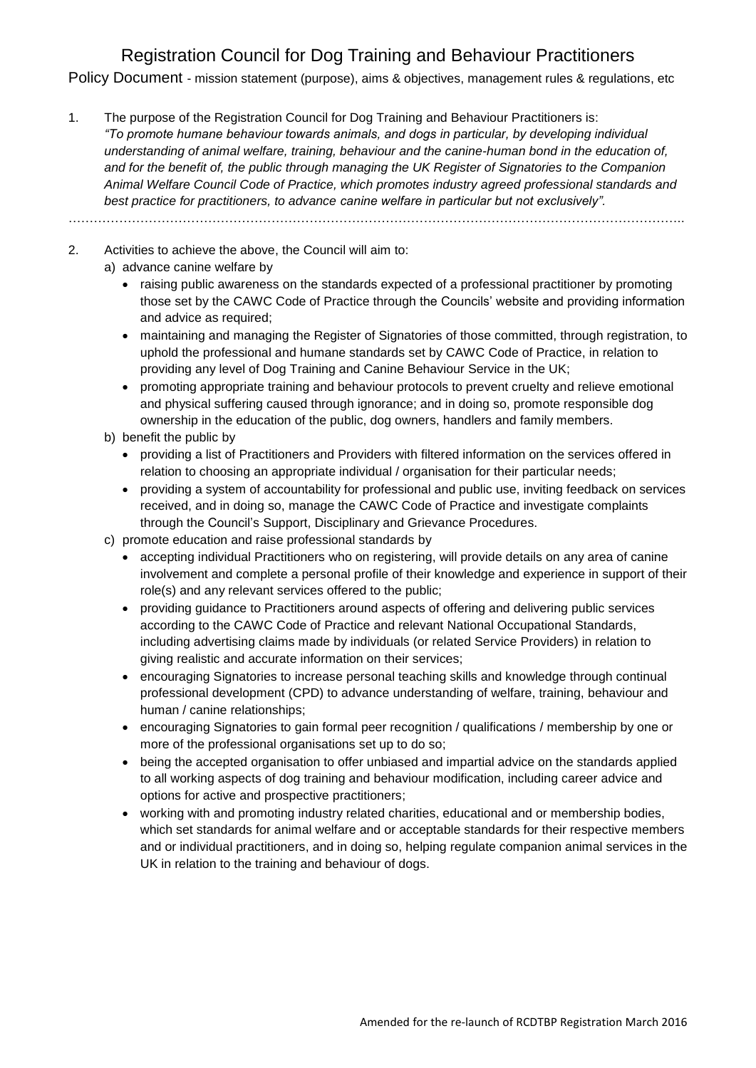# Registration Council for Dog Training and Behaviour Practitioners

Policy Document - mission statement (purpose), aims & objectives, management rules & regulations, etc

1. The purpose of the Registration Council for Dog Training and Behaviour Practitioners is:
   *"To promote humane behaviour towards animals, and dogs in particular, by developing individual understanding of animal welfare, training, behaviour and the canine-human bond in the education of, and for the benefit of, the public through managing the UK Register of Signatories to the Companion Animal Welfare Council Code of Practice, which promotes industry agreed professional standards and best practice for practitioners, to advance canine welfare in particular but not exclusively".*

…………………………………………………………………………………………………………………………..

2. Activities to achieve the above, the Council will aim to:
   a) advance canine welfare by
      - raising public awareness on the standards expected of a professional practitioner by promoting those set by the CAWC Code of Practice through the Councils' website and providing information and advice as required;
      - maintaining and managing the Register of Signatories of those committed, through registration, to uphold the professional and humane standards set by CAWC Code of Practice, in relation to providing any level of Dog Training and Canine Behaviour Service in the UK;
      - promoting appropriate training and behaviour protocols to prevent cruelty and relieve emotional and physical suffering caused through ignorance; and in doing so, promote responsible dog ownership in the education of the public, dog owners, handlers and family members.
   b) benefit the public by
      - providing a list of Practitioners and Providers with filtered information on the services offered in relation to choosing an appropriate individual / organisation for their particular needs;
      - providing a system of accountability for professional and public use, inviting feedback on services received, and in doing so, manage the CAWC Code of Practice and investigate complaints through the Council's Support, Disciplinary and Grievance Procedures.
   c) promote education and raise professional standards by
      - accepting individual Practitioners who on registering, will provide details on any area of canine involvement and complete a personal profile of their knowledge and experience in support of their role(s) and any relevant services offered to the public;
      - providing guidance to Practitioners around aspects of offering and delivering public services according to the CAWC Code of Practice and relevant National Occupational Standards, including advertising claims made by individuals (or related Service Providers) in relation to giving realistic and accurate information on their services;
      - encouraging Signatories to increase personal teaching skills and knowledge through continual professional development (CPD) to advance understanding of welfare, training, behaviour and human / canine relationships;
      - encouraging Signatories to gain formal peer recognition / qualifications / membership by one or more of the professional organisations set up to do so;
      - being the accepted organisation to offer unbiased and impartial advice on the standards applied to all working aspects of dog training and behaviour modification, including career advice and options for active and prospective practitioners;
      - working with and promoting industry related charities, educational and or membership bodies, which set standards for animal welfare and or acceptable standards for their respective members and or individual practitioners, and in doing so, helping regulate companion animal services in the UK in relation to the training and behaviour of dogs.

Amended for the re-launch of RCDTBP Registration March 2016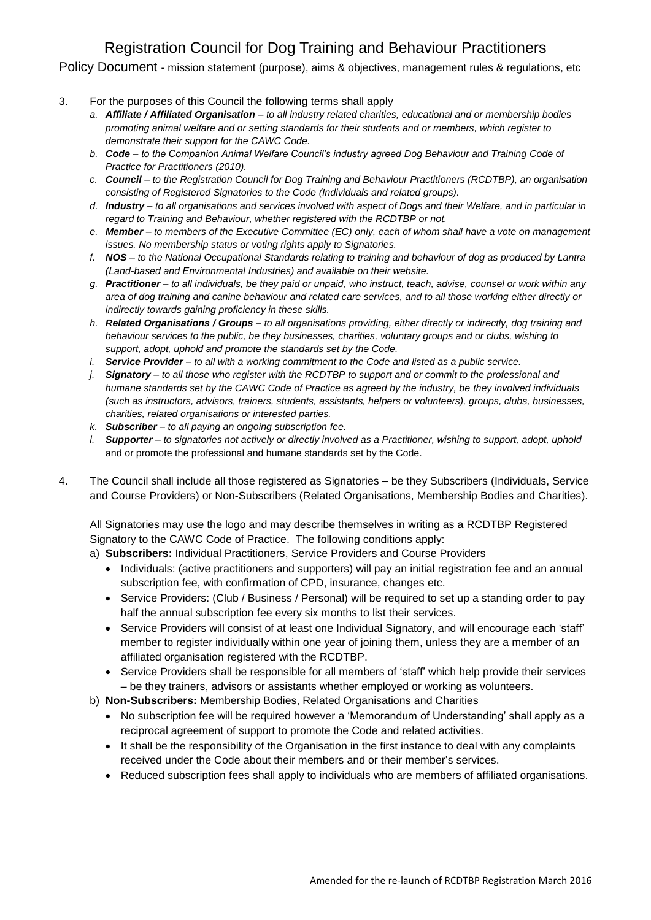3. For the purposes of this Council the following terms shall apply
   a. ***Affiliate / Affiliated Organisation*** *– to all industry related charities, educational and or membership bodies promoting animal welfare and or setting standards for their students and or members, which register to demonstrate their support for the CAWC Code.*
   b. ***Code*** *– to the Companion Animal Welfare Council's industry agreed Dog Behaviour and Training Code of Practice for Practitioners (2010).*
   c. ***Council*** *– to the Registration Council for Dog Training and Behaviour Practitioners (RCDTBP), an organisation consisting of Registered Signatories to the Code (Individuals and related groups).*
   d. ***Industry*** *– to all organisations and services involved with aspect of Dogs and their Welfare, and in particular in regard to Training and Behaviour, whether registered with the RCDTBP or not.*
   e. ***Member*** *– to members of the Executive Committee (EC) only, each of whom shall have a vote on management issues. No membership status or voting rights apply to Signatories.*
   f. ***NOS*** *– to the National Occupational Standards relating to training and behaviour of dog as produced by Lantra (Land-based and Environmental Industries) and available on their website.*
   g. ***Practitioner*** *– to all individuals, be they paid or unpaid, who instruct, teach, advise, counsel or work within any area of dog training and canine behaviour and related care services, and to all those working either directly or indirectly towards gaining proficiency in these skills.*
   h. ***Related Organisations / Groups*** *– to all organisations providing, either directly or indirectly, dog training and behaviour services to the public, be they businesses, charities, voluntary groups and or clubs, wishing to support, adopt, uphold and promote the standards set by the Code.*
   i. ***Service Provider*** *– to all with a working commitment to the Code and listed as a public service.*
   j. ***Signatory*** *– to all those who register with the RCDTBP to support and or commit to the professional and humane standards set by the CAWC Code of Practice as agreed by the industry, be they involved individuals (such as instructors, advisors, trainers, students, assistants, helpers or volunteers), groups, clubs, businesses, charities, related organisations or interested parties.*
   k. ***Subscriber*** *– to all paying an ongoing subscription fee.*
   l. ***Supporter*** *– to signatories not actively or directly involved as a Practitioner, wishing to support, adopt, uphold* and or promote the professional and humane standards set by the Code.

4. The Council shall include all those registered as Signatories – be they Subscribers (Individuals, Service and Course Providers) or Non-Subscribers (Related Organisations, Membership Bodies and Charities).

   All Signatories may use the logo and may describe themselves in writing as a RCDTBP Registered Signatory to the CAWC Code of Practice. The following conditions apply:

   a) **Subscribers:** Individual Practitioners, Service Providers and Course Providers
      - Individuals: (active practitioners and supporters) will pay an initial registration fee and an annual subscription fee, with confirmation of CPD, insurance, changes etc.
      - Service Providers: (Club / Business / Personal) will be required to set up a standing order to pay half the annual subscription fee every six months to list their services.
      - Service Providers will consist of at least one Individual Signatory, and will encourage each 'staff' member to register individually within one year of joining them, unless they are a member of an affiliated organisation registered with the RCDTBP.
      - Service Providers shall be responsible for all members of 'staff' which help provide their services – be they trainers, advisors or assistants whether employed or working as volunteers.

   b) **Non-Subscribers:** Membership Bodies, Related Organisations and Charities
      - No subscription fee will be required however a 'Memorandum of Understanding' shall apply as a reciprocal agreement of support to promote the Code and related activities.
      - It shall be the responsibility of the Organisation in the first instance to deal with any complaints received under the Code about their members and or their member's services.
      - Reduced subscription fees shall apply to individuals who are members of affiliated organisations.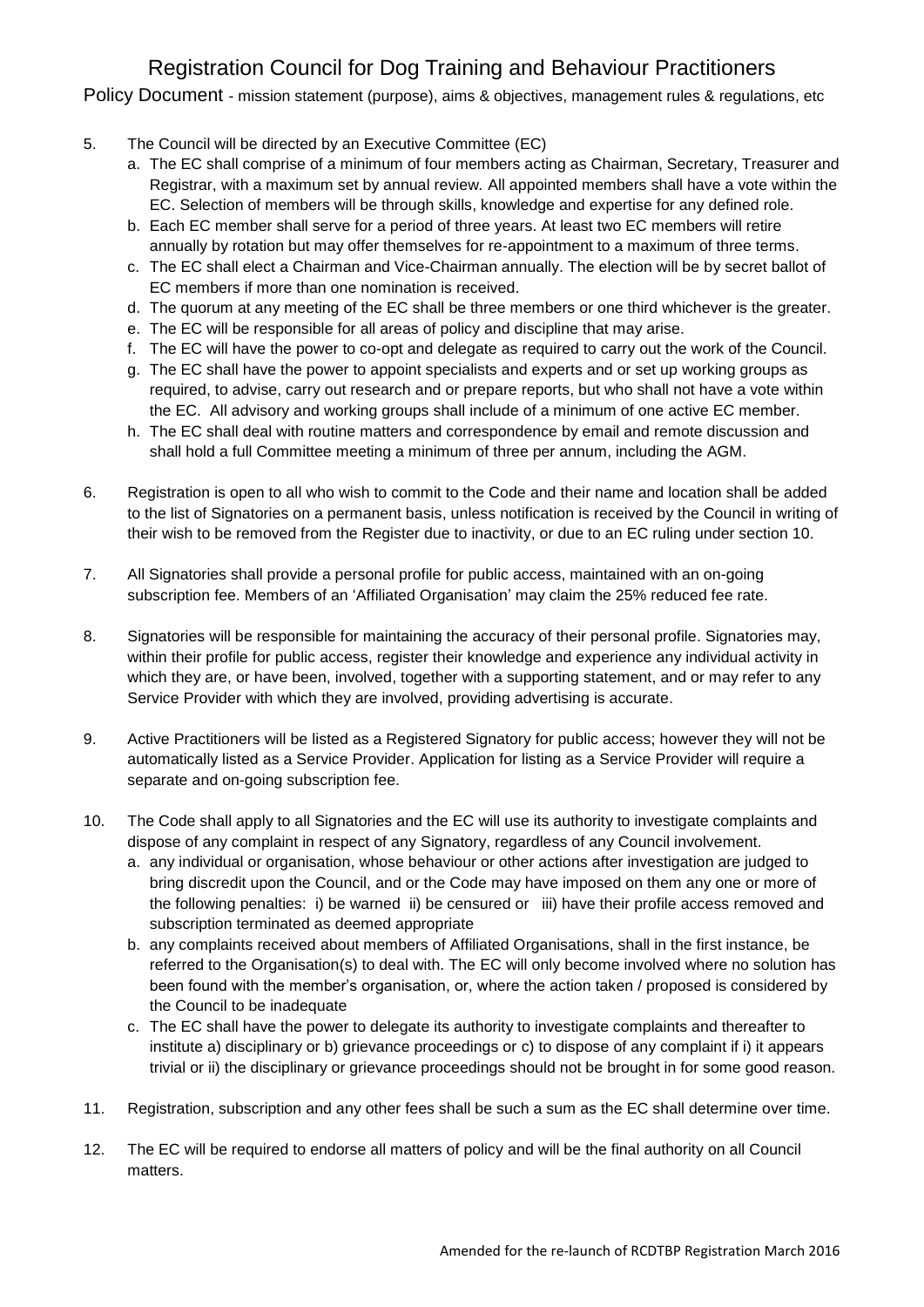5. The Council will be directed by an Executive Committee (EC)
   a. The EC shall comprise of a minimum of four members acting as Chairman, Secretary, Treasurer and Registrar, with a maximum set by annual review. All appointed members shall have a vote within the EC. Selection of members will be through skills, knowledge and expertise for any defined role.
   b. Each EC member shall serve for a period of three years. At least two EC members will retire annually by rotation but may offer themselves for re-appointment to a maximum of three terms.
   c. The EC shall elect a Chairman and Vice-Chairman annually. The election will be by secret ballot of EC members if more than one nomination is received.
   d. The quorum at any meeting of the EC shall be three members or one third whichever is the greater.
   e. The EC will be responsible for all areas of policy and discipline that may arise.
   f. The EC will have the power to co-opt and delegate as required to carry out the work of the Council.
   g. The EC shall have the power to appoint specialists and experts and or set up working groups as required, to advise, carry out research and or prepare reports, but who shall not have a vote within the EC. All advisory and working groups shall include of a minimum of one active EC member.
   h. The EC shall deal with routine matters and correspondence by email and remote discussion and shall hold a full Committee meeting a minimum of three per annum, including the AGM.

6. Registration is open to all who wish to commit to the Code and their name and location shall be added to the list of Signatories on a permanent basis, unless notification is received by the Council in writing of their wish to be removed from the Register due to inactivity, or due to an EC ruling under section 10.

7. All Signatories shall provide a personal profile for public access, maintained with an on-going subscription fee. Members of an 'Affiliated Organisation' may claim the 25% reduced fee rate.

8. Signatories will be responsible for maintaining the accuracy of their personal profile. Signatories may, within their profile for public access, register their knowledge and experience any individual activity in which they are, or have been, involved, together with a supporting statement, and or may refer to any Service Provider with which they are involved, providing advertising is accurate.

9. Active Practitioners will be listed as a Registered Signatory for public access; however they will not be automatically listed as a Service Provider. Application for listing as a Service Provider will require a separate and on-going subscription fee.

10. The Code shall apply to all Signatories and the EC will use its authority to investigate complaints and dispose of any complaint in respect of any Signatory, regardless of any Council involvement.
    a. any individual or organisation, whose behaviour or other actions after investigation are judged to bring discredit upon the Council, and or the Code may have imposed on them any one or more of the following penalties: i) be warned ii) be censured or iii) have their profile access removed and subscription terminated as deemed appropriate
    b. any complaints received about members of Affiliated Organisations, shall in the first instance, be referred to the Organisation(s) to deal with. The EC will only become involved where no solution has been found with the member's organisation, or, where the action taken / proposed is considered by the Council to be inadequate
    c. The EC shall have the power to delegate its authority to investigate complaints and thereafter to institute a) disciplinary or b) grievance proceedings or c) to dispose of any complaint if i) it appears trivial or ii) the disciplinary or grievance proceedings should not be brought in for some good reason.

11. Registration, subscription and any other fees shall be such a sum as the EC shall determine over time.

12. The EC will be required to endorse all matters of policy and will be the final authority on all Council matters.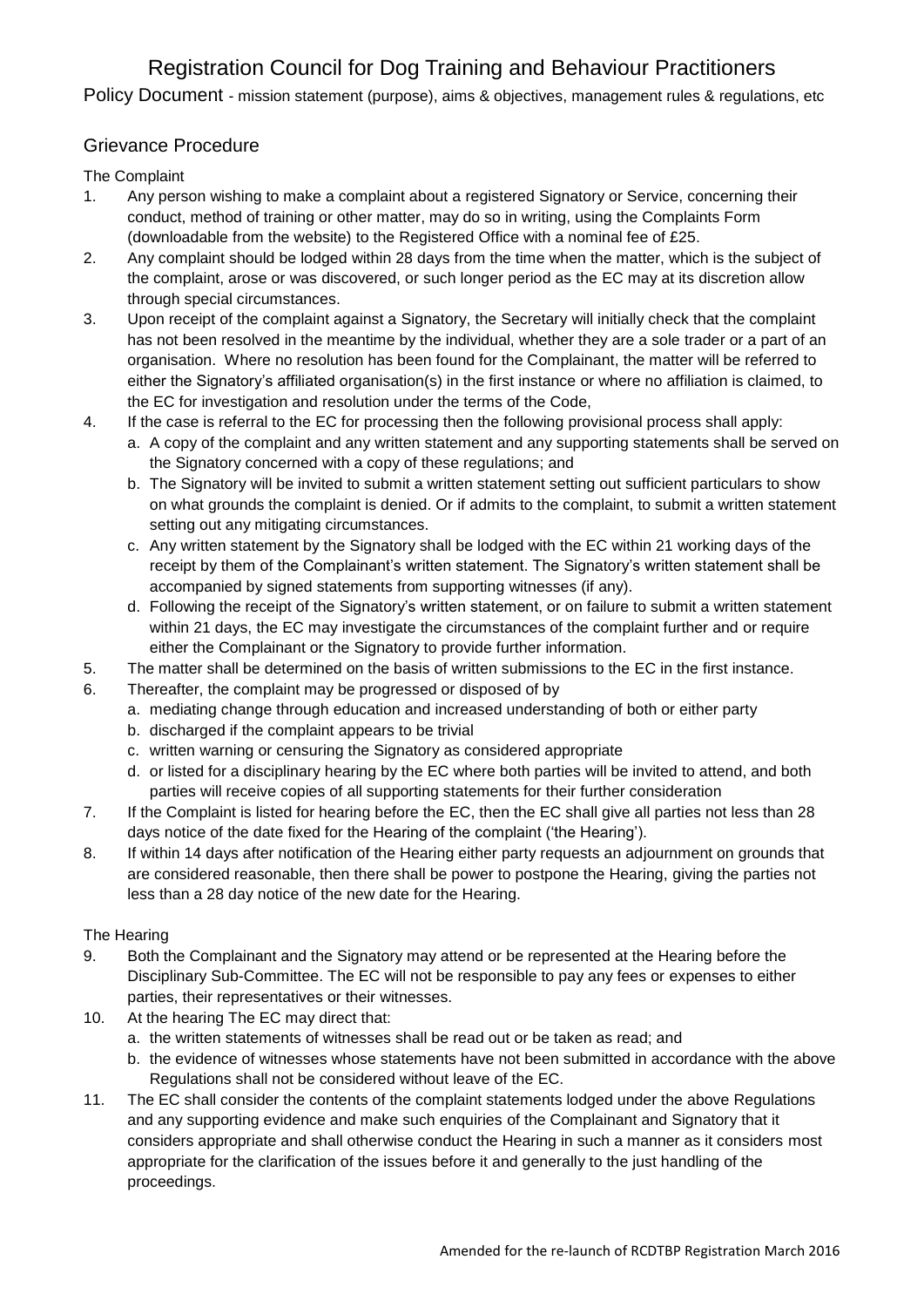# Registration Council for Dog Training and Behaviour Practitioners

Policy Document - mission statement (purpose), aims & objectives, management rules & regulations, etc

## Grievance Procedure

### The Complaint

1. Any person wishing to make a complaint about a registered Signatory or Service, concerning their conduct, method of training or other matter, may do so in writing, using the Complaints Form (downloadable from the website) to the Registered Office with a nominal fee of £25.
2. Any complaint should be lodged within 28 days from the time when the matter, which is the subject of the complaint, arose or was discovered, or such longer period as the EC may at its discretion allow through special circumstances.
3. Upon receipt of the complaint against a Signatory, the Secretary will initially check that the complaint has not been resolved in the meantime by the individual, whether they are a sole trader or a part of an organisation. Where no resolution has been found for the Complainant, the matter will be referred to either the Signatory's affiliated organisation(s) in the first instance or where no affiliation is claimed, to the EC for investigation and resolution under the terms of the Code,
4. If the case is referral to the EC for processing then the following provisional process shall apply:
   a. A copy of the complaint and any written statement and any supporting statements shall be served on the Signatory concerned with a copy of these regulations; and
   b. The Signatory will be invited to submit a written statement setting out sufficient particulars to show on what grounds the complaint is denied. Or if admits to the complaint, to submit a written statement setting out any mitigating circumstances.
   c. Any written statement by the Signatory shall be lodged with the EC within 21 working days of the receipt by them of the Complainant's written statement. The Signatory's written statement shall be accompanied by signed statements from supporting witnesses (if any).
   d. Following the receipt of the Signatory's written statement, or on failure to submit a written statement within 21 days, the EC may investigate the circumstances of the complaint further and or require either the Complainant or the Signatory to provide further information.
5. The matter shall be determined on the basis of written submissions to the EC in the first instance.
6. Thereafter, the complaint may be progressed or disposed of by
   a. mediating change through education and increased understanding of both or either party
   b. discharged if the complaint appears to be trivial
   c. written warning or censuring the Signatory as considered appropriate
   d. or listed for a disciplinary hearing by the EC where both parties will be invited to attend, and both parties will receive copies of all supporting statements for their further consideration
7. If the Complaint is listed for hearing before the EC, then the EC shall give all parties not less than 28 days notice of the date fixed for the Hearing of the complaint ('the Hearing').
8. If within 14 days after notification of the Hearing either party requests an adjournment on grounds that are considered reasonable, then there shall be power to postpone the Hearing, giving the parties not less than a 28 day notice of the new date for the Hearing.

### The Hearing

9. Both the Complainant and the Signatory may attend or be represented at the Hearing before the Disciplinary Sub-Committee. The EC will not be responsible to pay any fees or expenses to either parties, their representatives or their witnesses.
10. At the hearing The EC may direct that:
    a. the written statements of witnesses shall be read out or be taken as read; and
    b. the evidence of witnesses whose statements have not been submitted in accordance with the above Regulations shall not be considered without leave of the EC.
11. The EC shall consider the contents of the complaint statements lodged under the above Regulations and any supporting evidence and make such enquiries of the Complainant and Signatory that it considers appropriate and shall otherwise conduct the Hearing in such a manner as it considers most appropriate for the clarification of the issues before it and generally to the just handling of the proceedings.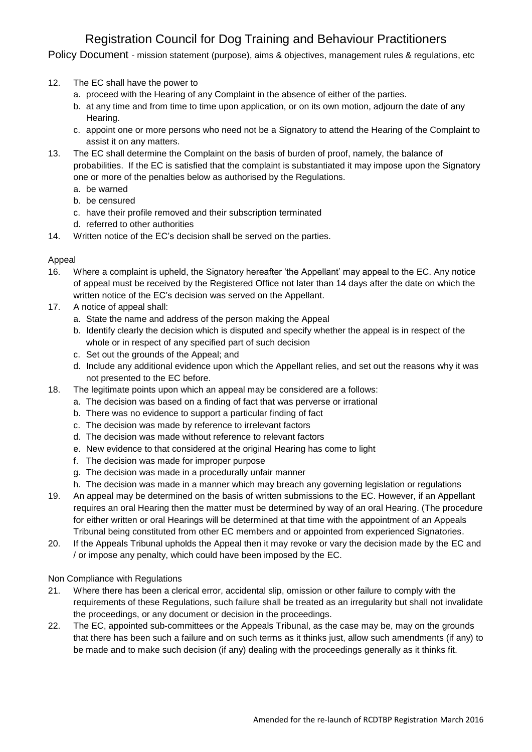12. The EC shall have the power to
    a. proceed with the Hearing of any Complaint in the absence of either of the parties.
    b. at any time and from time to time upon application, or on its own motion, adjourn the date of any Hearing.
    c. appoint one or more persons who need not be a Signatory to attend the Hearing of the Complaint to assist it on any matters.
13. The EC shall determine the Complaint on the basis of burden of proof, namely, the balance of probabilities. If the EC is satisfied that the complaint is substantiated it may impose upon the Signatory one or more of the penalties below as authorised by the Regulations.
    a. be warned
    b. be censured
    c. have their profile removed and their subscription terminated
    d. referred to other authorities
14. Written notice of the EC's decision shall be served on the parties.

Appeal

16. Where a complaint is upheld, the Signatory hereafter 'the Appellant' may appeal to the EC. Any notice of appeal must be received by the Registered Office not later than 14 days after the date on which the written notice of the EC's decision was served on the Appellant.
17. A notice of appeal shall:
    a. State the name and address of the person making the Appeal
    b. Identify clearly the decision which is disputed and specify whether the appeal is in respect of the whole or in respect of any specified part of such decision
    c. Set out the grounds of the Appeal; and
    d. Include any additional evidence upon which the Appellant relies, and set out the reasons why it was not presented to the EC before.
18. The legitimate points upon which an appeal may be considered are a follows:
    a. The decision was based on a finding of fact that was perverse or irrational
    b. There was no evidence to support a particular finding of fact
    c. The decision was made by reference to irrelevant factors
    d. The decision was made without reference to relevant factors
    e. New evidence to that considered at the original Hearing has come to light
    f. The decision was made for improper purpose
    g. The decision was made in a procedurally unfair manner
    h. The decision was made in a manner which may breach any governing legislation or regulations
19. An appeal may be determined on the basis of written submissions to the EC. However, if an Appellant requires an oral Hearing then the matter must be determined by way of an oral Hearing. (The procedure for either written or oral Hearings will be determined at that time with the appointment of an Appeals Tribunal being constituted from other EC members and or appointed from experienced Signatories.
20. If the Appeals Tribunal upholds the Appeal then it may revoke or vary the decision made by the EC and / or impose any penalty, which could have been imposed by the EC.

Non Compliance with Regulations

21. Where there has been a clerical error, accidental slip, omission or other failure to comply with the requirements of these Regulations, such failure shall be treated as an irregularity but shall not invalidate the proceedings, or any document or decision in the proceedings.
22. The EC, appointed sub-committees or the Appeals Tribunal, as the case may be, may on the grounds that there has been such a failure and on such terms as it thinks just, allow such amendments (if any) to be made and to make such decision (if any) dealing with the proceedings generally as it thinks fit.